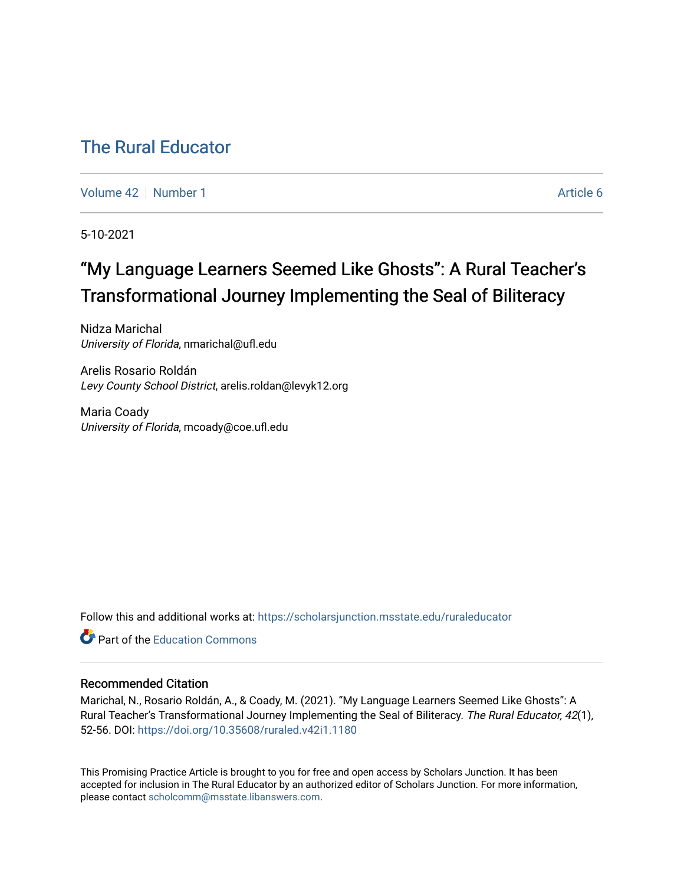# The Rural Educator

Volume 42 | Number 1 | Article 6

5-10-2021

## “My Language Learners Seemed Like Ghosts”: A Rural Teacher’s Transformational Journey Implementing the Seal of Biliteracy

Nidza Marichal
*University of Florida*, nmarichal@ufl.edu

Arelis Rosario Roldán
*Levy County School District*, arelis.roldan@levyk12.org

Maria Coady
*University of Florida*, mcoady@coe.ufl.edu

Follow this and additional works at: https://scholarsjunction.msstate.edu/ruraleducator

Part of the Education Commons

### Recommended Citation

Marichal, N., Rosario Roldán, A., & Coady, M. (2021). “My Language Learners Seemed Like Ghosts”: A Rural Teacher’s Transformational Journey Implementing the Seal of Biliteracy. *The Rural Educator, 42*(1), 52-56. DOI: https://doi.org/10.35608/ruraled.v42i1.1180

This Promising Practice Article is brought to you for free and open access by Scholars Junction. It has been accepted for inclusion in The Rural Educator by an authorized editor of Scholars Junction. For more information, please contact scholcomm@msstate.libanswers.com.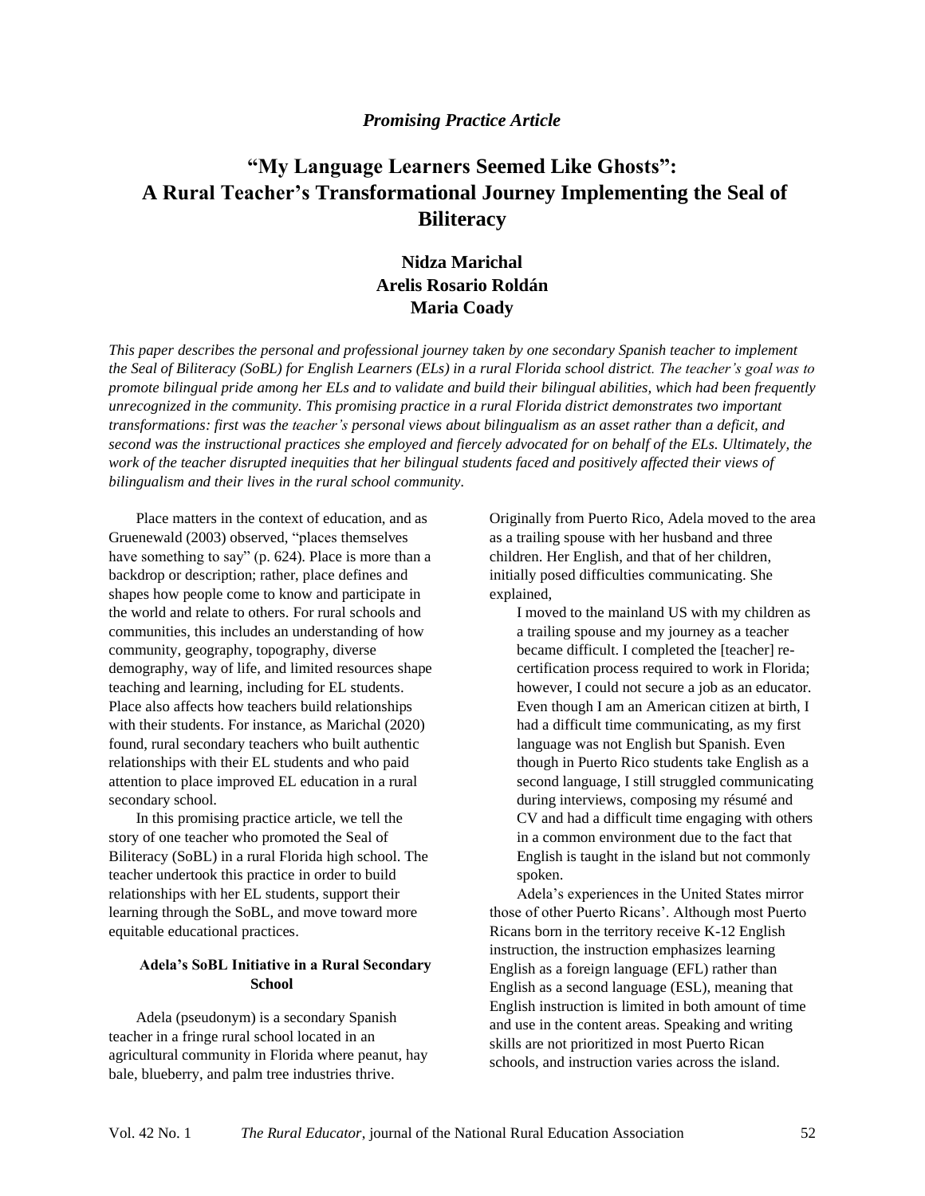*Promising Practice Article*

# "My Language Learners Seemed Like Ghosts": A Rural Teacher's Transformational Journey Implementing the Seal of Biliteracy

**Nidza Marichal**
**Arelis Rosario Roldán**
**Maria Coady**

*This paper describes the personal and professional journey taken by one secondary Spanish teacher to implement the Seal of Biliteracy (SoBL) for English Learners (ELs) in a rural Florida school district. The teacher's goal was to promote bilingual pride among her ELs and to validate and build their bilingual abilities, which had been frequently unrecognized in the community. This promising practice in a rural Florida district demonstrates two important transformations: first was the teacher's personal views about bilingualism as an asset rather than a deficit, and second was the instructional practices she employed and fiercely advocated for on behalf of the ELs. Ultimately, the work of the teacher disrupted inequities that her bilingual students faced and positively affected their views of bilingualism and their lives in the rural school community.*

Place matters in the context of education, and as Gruenewald (2003) observed, "places themselves have something to say" (p. 624). Place is more than a backdrop or description; rather, place defines and shapes how people come to know and participate in the world and relate to others. For rural schools and communities, this includes an understanding of how community, geography, topography, diverse demography, way of life, and limited resources shape teaching and learning, including for EL students. Place also affects how teachers build relationships with their students. For instance, as Marichal (2020) found, rural secondary teachers who built authentic relationships with their EL students and who paid attention to place improved EL education in a rural secondary school.

In this promising practice article, we tell the story of one teacher who promoted the Seal of Biliteracy (SoBL) in a rural Florida high school. The teacher undertook this practice in order to build relationships with her EL students, support their learning through the SoBL, and move toward more equitable educational practices.

## Adela's SoBL Initiative in a Rural Secondary School

Adela (pseudonym) is a secondary Spanish teacher in a fringe rural school located in an agricultural community in Florida where peanut, hay bale, blueberry, and palm tree industries thrive. Originally from Puerto Rico, Adela moved to the area as a trailing spouse with her husband and three children. Her English, and that of her children, initially posed difficulties communicating. She explained,

> I moved to the mainland US with my children as a trailing spouse and my journey as a teacher became difficult. I completed the [teacher] re-certification process required to work in Florida; however, I could not secure a job as an educator. Even though I am an American citizen at birth, I had a difficult time communicating, as my first language was not English but Spanish. Even though in Puerto Rico students take English as a second language, I still struggled communicating during interviews, composing my résumé and CV and had a difficult time engaging with others in a common environment due to the fact that English is taught in the island but not commonly spoken.

Adela's experiences in the United States mirror those of other Puerto Ricans'. Although most Puerto Ricans born in the territory receive K-12 English instruction, the instruction emphasizes learning English as a foreign language (EFL) rather than English as a second language (ESL), meaning that English instruction is limited in both amount of time and use in the content areas. Speaking and writing skills are not prioritized in most Puerto Rican schools, and instruction varies across the island.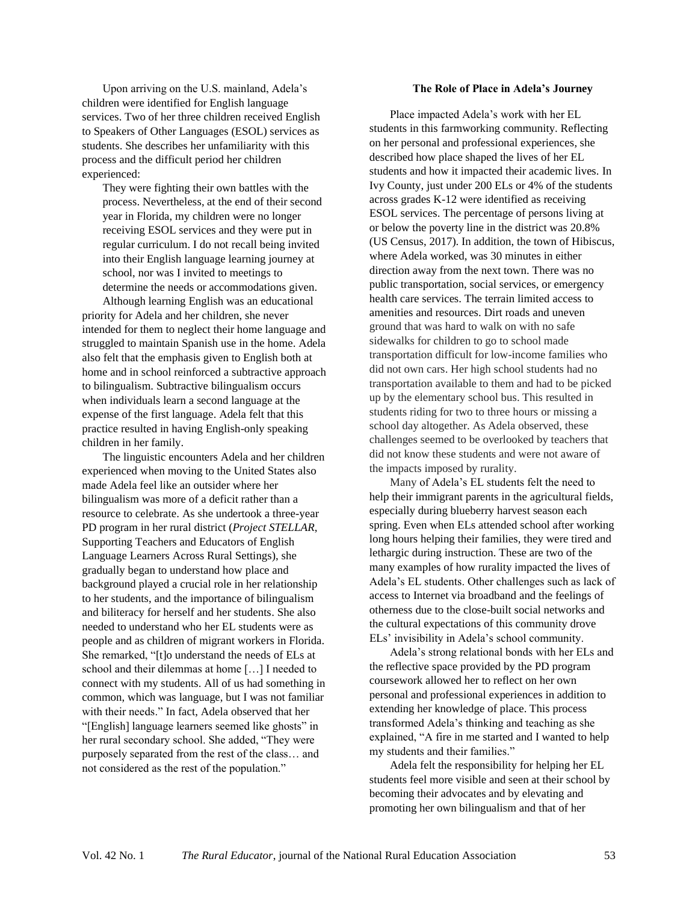Upon arriving on the U.S. mainland, Adela's children were identified for English language services. Two of her three children received English to Speakers of Other Languages (ESOL) services as students. She describes her unfamiliarity with this process and the difficult period her children experienced:

> They were fighting their own battles with the process. Nevertheless, at the end of their second year in Florida, my children were no longer receiving ESOL services and they were put in regular curriculum. I do not recall being invited into their English language learning journey at school, nor was I invited to meetings to determine the needs or accommodations given.

Although learning English was an educational priority for Adela and her children, she never intended for them to neglect their home language and struggled to maintain Spanish use in the home. Adela also felt that the emphasis given to English both at home and in school reinforced a subtractive approach to bilingualism. Subtractive bilingualism occurs when individuals learn a second language at the expense of the first language. Adela felt that this practice resulted in having English-only speaking children in her family.

The linguistic encounters Adela and her children experienced when moving to the United States also made Adela feel like an outsider where her bilingualism was more of a deficit rather than a resource to celebrate. As she undertook a three-year PD program in her rural district (*Project STELLAR*, Supporting Teachers and Educators of English Language Learners Across Rural Settings), she gradually began to understand how place and background played a crucial role in her relationship to her students, and the importance of bilingualism and biliteracy for herself and her students. She also needed to understand who her EL students were as people and as children of migrant workers in Florida. She remarked, "[t]o understand the needs of ELs at school and their dilemmas at home […] I needed to connect with my students. All of us had something in common, which was language, but I was not familiar with their needs." In fact, Adela observed that her "[English] language learners seemed like ghosts" in her rural secondary school. She added, "They were purposely separated from the rest of the class… and not considered as the rest of the population."

### The Role of Place in Adela's Journey

Place impacted Adela's work with her EL students in this farmworking community. Reflecting on her personal and professional experiences, she described how place shaped the lives of her EL students and how it impacted their academic lives. In Ivy County, just under 200 ELs or 4% of the students across grades K-12 were identified as receiving ESOL services. The percentage of persons living at or below the poverty line in the district was 20.8% (US Census, 2017). In addition, the town of Hibiscus, where Adela worked, was 30 minutes in either direction away from the next town. There was no public transportation, social services, or emergency health care services. The terrain limited access to amenities and resources. Dirt roads and uneven ground that was hard to walk on with no safe sidewalks for children to go to school made transportation difficult for low-income families who did not own cars. Her high school students had no transportation available to them and had to be picked up by the elementary school bus. This resulted in students riding for two to three hours or missing a school day altogether. As Adela observed, these challenges seemed to be overlooked by teachers that did not know these students and were not aware of the impacts imposed by rurality.

Many of Adela's EL students felt the need to help their immigrant parents in the agricultural fields, especially during blueberry harvest season each spring. Even when ELs attended school after working long hours helping their families, they were tired and lethargic during instruction. These are two of the many examples of how rurality impacted the lives of Adela's EL students. Other challenges such as lack of access to Internet via broadband and the feelings of otherness due to the close-built social networks and the cultural expectations of this community drove ELs' invisibility in Adela's school community.

Adela's strong relational bonds with her ELs and the reflective space provided by the PD program coursework allowed her to reflect on her own personal and professional experiences in addition to extending her knowledge of place. This process transformed Adela's thinking and teaching as she explained, "A fire in me started and I wanted to help my students and their families."

Adela felt the responsibility for helping her EL students feel more visible and seen at their school by becoming their advocates and by elevating and promoting her own bilingualism and that of her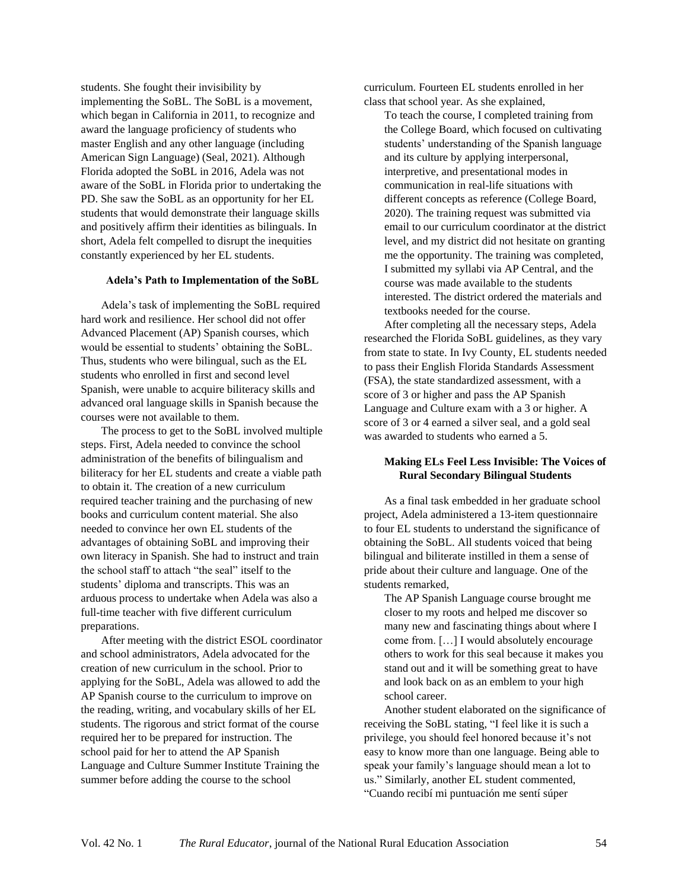students. She fought their invisibility by implementing the SoBL. The SoBL is a movement, which began in California in 2011, to recognize and award the language proficiency of students who master English and any other language (including American Sign Language) (Seal, 2021). Although Florida adopted the SoBL in 2016, Adela was not aware of the SoBL in Florida prior to undertaking the PD. She saw the SoBL as an opportunity for her EL students that would demonstrate their language skills and positively affirm their identities as bilinguals. In short, Adela felt compelled to disrupt the inequities constantly experienced by her EL students.

### Adela's Path to Implementation of the SoBL

Adela's task of implementing the SoBL required hard work and resilience. Her school did not offer Advanced Placement (AP) Spanish courses, which would be essential to students' obtaining the SoBL. Thus, students who were bilingual, such as the EL students who enrolled in first and second level Spanish, were unable to acquire biliteracy skills and advanced oral language skills in Spanish because the courses were not available to them.

The process to get to the SoBL involved multiple steps. First, Adela needed to convince the school administration of the benefits of bilingualism and biliteracy for her EL students and create a viable path to obtain it. The creation of a new curriculum required teacher training and the purchasing of new books and curriculum content material. She also needed to convince her own EL students of the advantages of obtaining SoBL and improving their own literacy in Spanish. She had to instruct and train the school staff to attach "the seal" itself to the students' diploma and transcripts. This was an arduous process to undertake when Adela was also a full-time teacher with five different curriculum preparations.

After meeting with the district ESOL coordinator and school administrators, Adela advocated for the creation of new curriculum in the school. Prior to applying for the SoBL, Adela was allowed to add the AP Spanish course to the curriculum to improve on the reading, writing, and vocabulary skills of her EL students. The rigorous and strict format of the course required her to be prepared for instruction. The school paid for her to attend the AP Spanish Language and Culture Summer Institute Training the summer before adding the course to the school curriculum. Fourteen EL students enrolled in her class that school year. As she explained,

> To teach the course, I completed training from the College Board, which focused on cultivating students' understanding of the Spanish language and its culture by applying interpersonal, interpretive, and presentational modes in communication in real-life situations with different concepts as reference (College Board, 2020). The training request was submitted via email to our curriculum coordinator at the district level, and my district did not hesitate on granting me the opportunity. The training was completed, I submitted my syllabi via AP Central, and the course was made available to the students interested. The district ordered the materials and textbooks needed for the course.

After completing all the necessary steps, Adela researched the Florida SoBL guidelines, as they vary from state to state. In Ivy County, EL students needed to pass their English Florida Standards Assessment (FSA), the state standardized assessment, with a score of 3 or higher and pass the AP Spanish Language and Culture exam with a 3 or higher. A score of 3 or 4 earned a silver seal, and a gold seal was awarded to students who earned a 5.

### Making ELs Feel Less Invisible: The Voices of Rural Secondary Bilingual Students

As a final task embedded in her graduate school project, Adela administered a 13-item questionnaire to four EL students to understand the significance of obtaining the SoBL. All students voiced that being bilingual and biliterate instilled in them a sense of pride about their culture and language. One of the students remarked,

> The AP Spanish Language course brought me closer to my roots and helped me discover so many new and fascinating things about where I come from. […] I would absolutely encourage others to work for this seal because it makes you stand out and it will be something great to have and look back on as an emblem to your high school career.

Another student elaborated on the significance of receiving the SoBL stating, "I feel like it is such a privilege, you should feel honored because it's not easy to know more than one language. Being able to speak your family's language should mean a lot to us." Similarly, another EL student commented, "Cuando recibí mi puntuación me sentí súper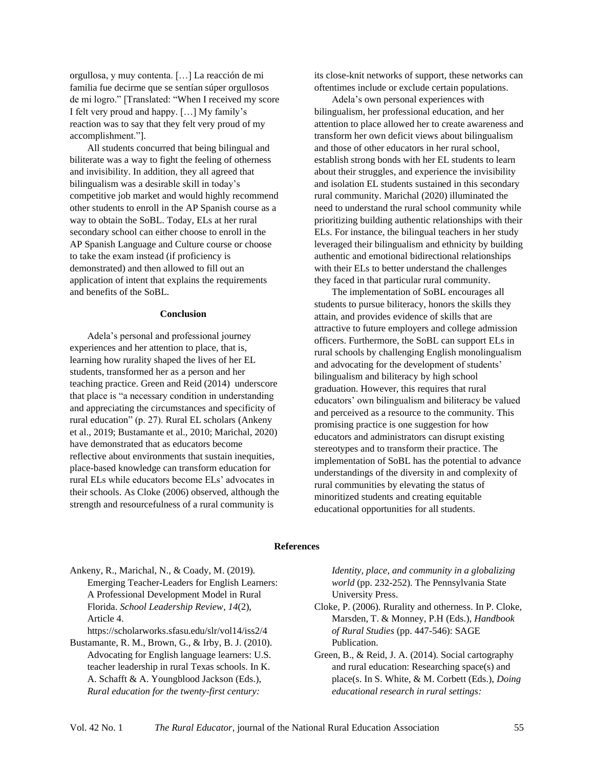orgullosa, y muy contenta. […] La reacción de mi familia fue decirme que se sentían súper orgullosos de mi logro." [Translated: "When I received my score I felt very proud and happy. […] My family's reaction was to say that they felt very proud of my accomplishment."].

All students concurred that being bilingual and biliterate was a way to fight the feeling of otherness and invisibility. In addition, they all agreed that bilingualism was a desirable skill in today's competitive job market and would highly recommend other students to enroll in the AP Spanish course as a way to obtain the SoBL. Today, ELs at her rural secondary school can either choose to enroll in the AP Spanish Language and Culture course or choose to take the exam instead (if proficiency is demonstrated) and then allowed to fill out an application of intent that explains the requirements and benefits of the SoBL.

## Conclusion

Adela's personal and professional journey experiences and her attention to place, that is, learning how rurality shaped the lives of her EL students, transformed her as a person and her teaching practice. Green and Reid (2014) underscore that place is "a necessary condition in understanding and appreciating the circumstances and specificity of rural education" (p. 27). Rural EL scholars (Ankeny et al., 2019; Bustamante et al., 2010; Marichal, 2020) have demonstrated that as educators become reflective about environments that sustain inequities, place-based knowledge can transform education for rural ELs while educators become ELs' advocates in their schools. As Cloke (2006) observed, although the strength and resourcefulness of a rural community is its close-knit networks of support, these networks can oftentimes include or exclude certain populations.

Adela's own personal experiences with bilingualism, her professional education, and her attention to place allowed her to create awareness and transform her own deficit views about bilingualism and those of other educators in her rural school, establish strong bonds with her EL students to learn about their struggles, and experience the invisibility and isolation EL students sustained in this secondary rural community. Marichal (2020) illuminated the need to understand the rural school community while prioritizing building authentic relationships with their ELs. For instance, the bilingual teachers in her study leveraged their bilingualism and ethnicity by building authentic and emotional bidirectional relationships with their ELs to better understand the challenges they faced in that particular rural community.

The implementation of SoBL encourages all students to pursue biliteracy, honors the skills they attain, and provides evidence of skills that are attractive to future employers and college admission officers. Furthermore, the SoBL can support ELs in rural schools by challenging English monolingualism and advocating for the development of students' bilingualism and biliteracy by high school graduation. However, this requires that rural educators' own bilingualism and biliteracy be valued and perceived as a resource to the community. This promising practice is one suggestion for how educators and administrators can disrupt existing stereotypes and to transform their practice. The implementation of SoBL has the potential to advance understandings of the diversity in and complexity of rural communities by elevating the status of minoritized students and creating equitable educational opportunities for all students.

## References

Ankeny, R., Marichal, N., & Coady, M. (2019). Emerging Teacher-Leaders for English Learners: A Professional Development Model in Rural Florida. *School Leadership Review*, *14*(2), Article 4. https://scholarworks.sfasu.edu/slr/vol14/iss2/4

Bustamante, R. M., Brown, G., & Irby, B. J. (2010). Advocating for English language learners: U.S. teacher leadership in rural Texas schools. In K. A. Schafft & A. Youngblood Jackson (Eds.), *Rural education for the twenty-first century: Identity, place, and community in a globalizing world* (pp. 232-252). The Pennsylvania State University Press.

Cloke, P. (2006). Rurality and otherness. In P. Cloke, Marsden, T. & Monney, P.H (Eds.), *Handbook of Rural Studies* (pp. 447-546): SAGE Publication.

Green, B., & Reid, J. A. (2014). Social cartography and rural education: Researching space(s) and place(s. In S. White, & M. Corbett (Eds.), *Doing educational research in rural settings:*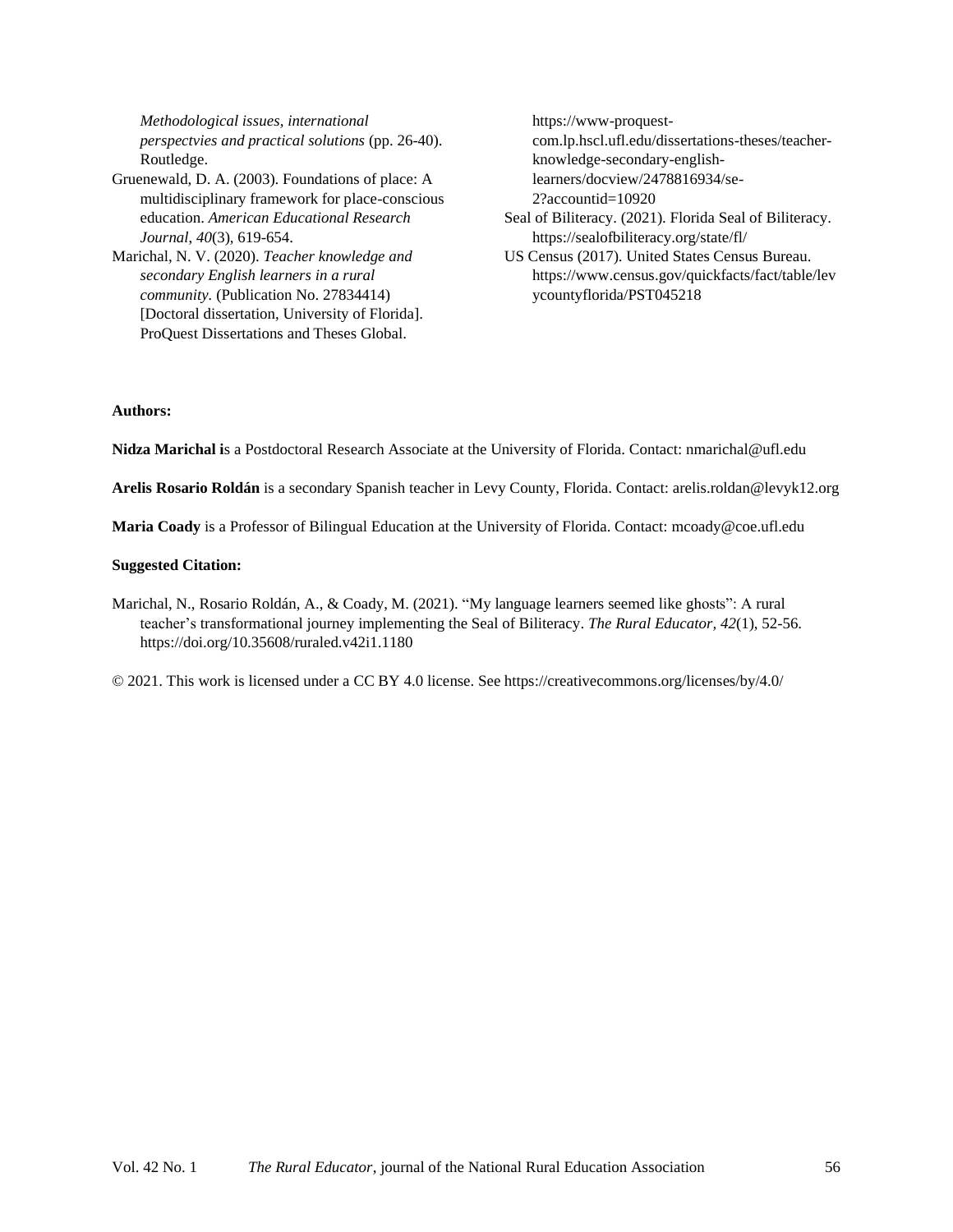*Methodological issues, international perspectvies and practical solutions* (pp. 26-40). Routledge.

Gruenewald, D. A. (2003). Foundations of place: A multidisciplinary framework for place-conscious education. *American Educational Research Journal*, *40*(3), 619-654.

Marichal, N. V. (2020). *Teacher knowledge and secondary English learners in a rural community.* (Publication No. 27834414) [Doctoral dissertation, University of Florida]. ProQuest Dissertations and Theses Global. https://www-proquest-com.lp.hscl.ufl.edu/dissertations-theses/teacher-knowledge-secondary-english-learners/docview/2478816934/se-2?accountid=10920

Seal of Biliteracy. (2021). Florida Seal of Biliteracy. https://sealofbiliteracy.org/state/fl/

US Census (2017). United States Census Bureau. https://www.census.gov/quickfacts/fact/table/levycountyflorida/PST045218

**Authors:**

**Nidza Marichal i**s a Postdoctoral Research Associate at the University of Florida. Contact: nmarichal@ufl.edu

**Arelis Rosario Roldán** is a secondary Spanish teacher in Levy County, Florida. Contact: arelis.roldan@levyk12.org

**Maria Coady** is a Professor of Bilingual Education at the University of Florida. Contact: mcoady@coe.ufl.edu

**Suggested Citation:**

Marichal, N., Rosario Roldán, A., & Coady, M. (2021). "My language learners seemed like ghosts": A rural teacher's transformational journey implementing the Seal of Biliteracy. *The Rural Educator, 42*(1), 52-56. https://doi.org/10.35608/ruraled.v42i1.1180

© 2021. This work is licensed under a CC BY 4.0 license. See https://creativecommons.org/licenses/by/4.0/